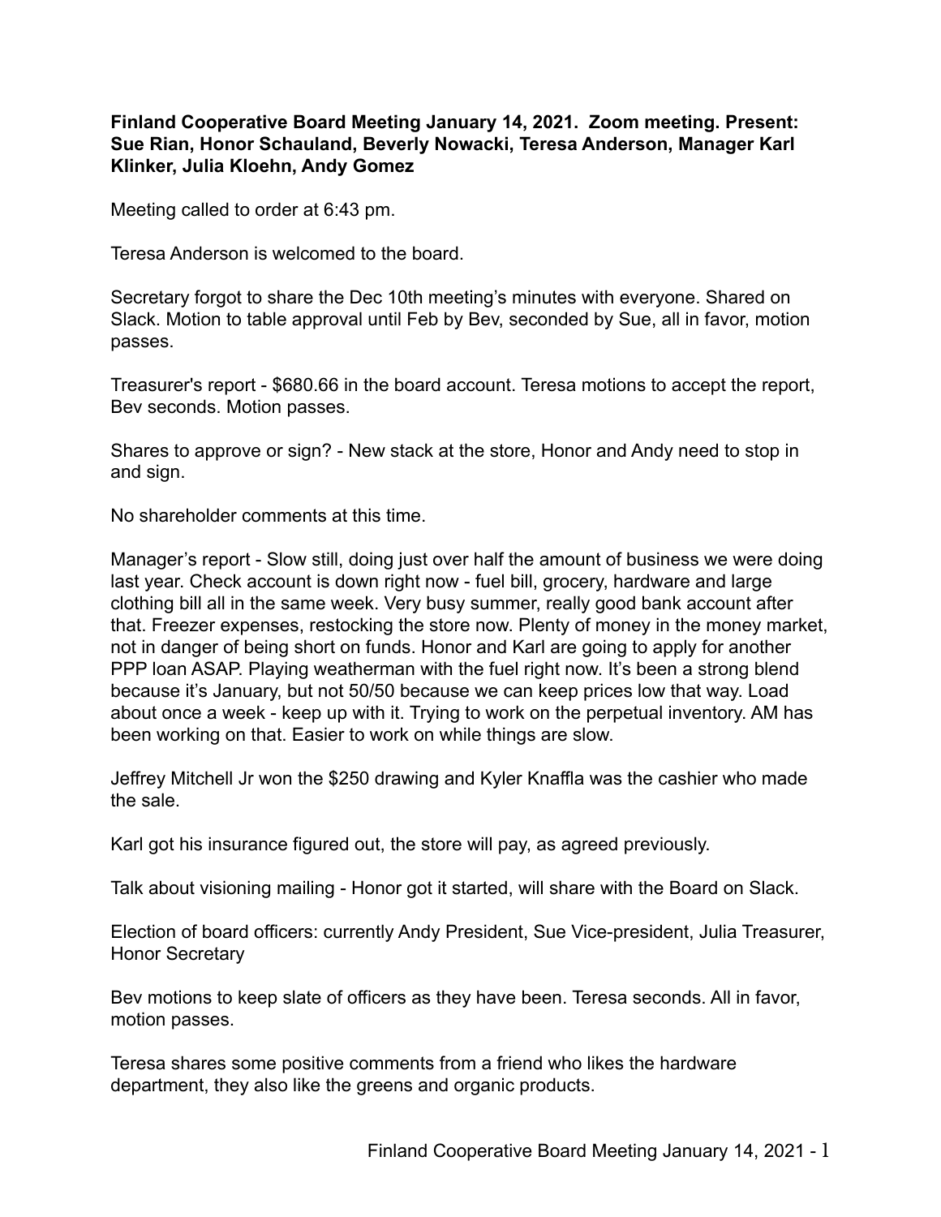**Finland Cooperative Board Meeting January 14, 2021. Zoom meeting. Present: Sue Rian, Honor Schauland, Beverly Nowacki, Teresa Anderson, Manager Karl Klinker, Julia Kloehn, Andy Gomez**

Meeting called to order at 6:43 pm.

Teresa Anderson is welcomed to the board.

Secretary forgot to share the Dec 10th meeting's minutes with everyone. Shared on Slack. Motion to table approval until Feb by Bev, seconded by Sue, all in favor, motion passes.

Treasurer's report - $680.66 in the board account. Teresa motions to accept the report, Bev seconds. Motion passes.

Shares to approve or sign? - New stack at the store, Honor and Andy need to stop in and sign.

No shareholder comments at this time.

Manager's report - Slow still, doing just over half the amount of business we were doing last year. Check account is down right now - fuel bill, grocery, hardware and large clothing bill all in the same week. Very busy summer, really good bank account after that. Freezer expenses, restocking the store now. Plenty of money in the money market, not in danger of being short on funds. Honor and Karl are going to apply for another PPP loan ASAP. Playing weatherman with the fuel right now. It's been a strong blend because it's January, but not 50/50 because we can keep prices low that way. Load about once a week - keep up with it. Trying to work on the perpetual inventory. AM has been working on that. Easier to work on while things are slow.

Jeffrey Mitchell Jr won the $250 drawing and Kyler Knaffla was the cashier who made the sale.

Karl got his insurance figured out, the store will pay, as agreed previously.

Talk about visioning mailing - Honor got it started, will share with the Board on Slack.

Election of board officers: currently Andy President, Sue Vice-president, Julia Treasurer, Honor Secretary

Bev motions to keep slate of officers as they have been. Teresa seconds. All in favor, motion passes.

Teresa shares some positive comments from a friend who likes the hardware department, they also like the greens and organic products.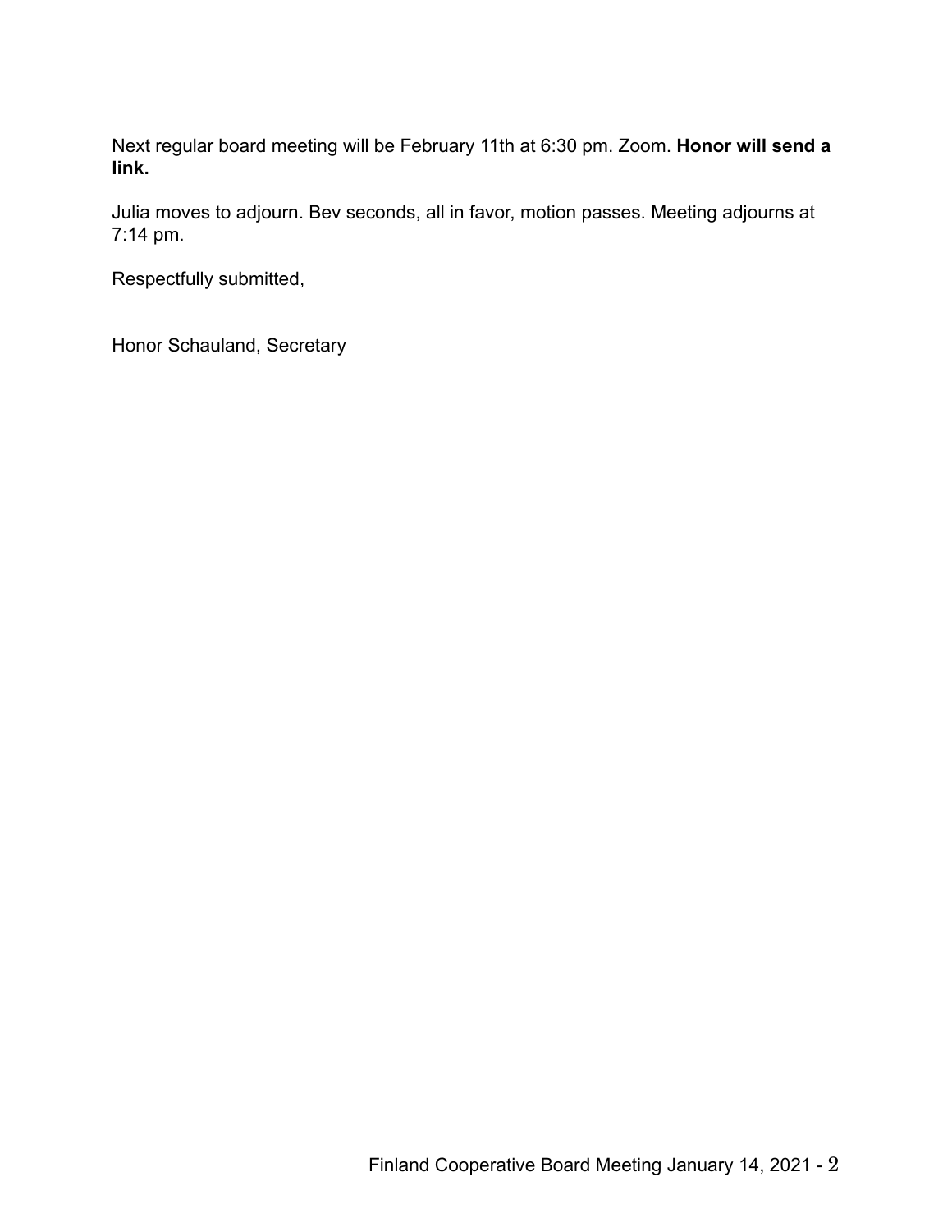Next regular board meeting will be February 11th at 6:30 pm. Zoom. **Honor will send a link.**

Julia moves to adjourn. Bev seconds, all in favor, motion passes. Meeting adjourns at 7:14 pm.

Respectfully submitted,

Honor Schauland, Secretary